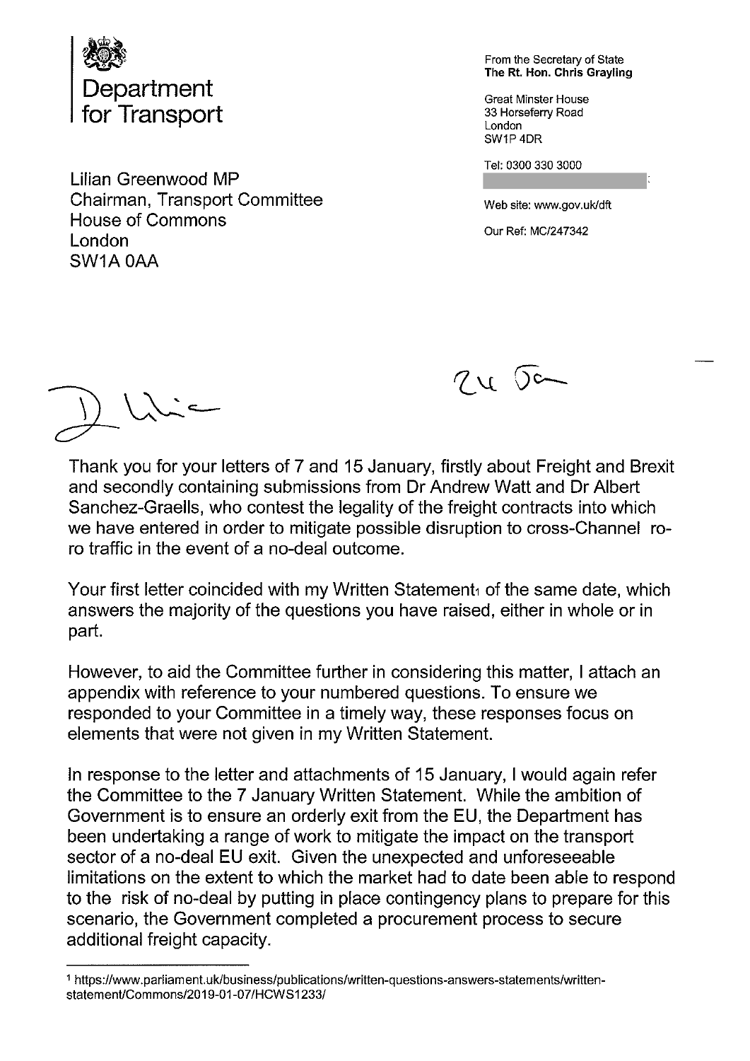# Department for Transport

From the Secretary of State
**The Rt. Hon. Chris Grayling**

Great Minster House
33 Horseferry Road
London
SW1P 4DR

Tel: 0300 330 3000

Web site: www.gov.uk/dft

Our Ref: MC/247342

Lilian Greenwood MP
Chairman, Transport Committee
House of Commons
London
SW1A 0AA

24 Jan

Dear Lilian

Thank you for your letters of 7 and 15 January, firstly about Freight and Brexit and secondly containing submissions from Dr Andrew Watt and Dr Albert Sanchez-Graells, who contest the legality of the freight contracts into which we have entered in order to mitigate possible disruption to cross-Channel ro-ro traffic in the event of a no-deal outcome.

Your first letter coincided with my Written Statement[1] of the same date, which answers the majority of the questions you have raised, either in whole or in part.

However, to aid the Committee further in considering this matter, I attach an appendix with reference to your numbered questions. To ensure we responded to your Committee in a timely way, these responses focus on elements that were not given in my Written Statement.

In response to the letter and attachments of 15 January, I would again refer the Committee to the 7 January Written Statement. While the ambition of Government is to ensure an orderly exit from the EU, the Department has been undertaking a range of work to mitigate the impact on the transport sector of a no-deal EU exit. Given the unexpected and unforeseeable limitations on the extent to which the market had to date been able to respond to the risk of no-deal by putting in place contingency plans to prepare for this scenario, the Government completed a procurement process to secure additional freight capacity.

---

[1] https://www.parliament.uk/business/publications/written-questions-answers-statements/written-statement/Commons/2019-01-07/HCWS1233/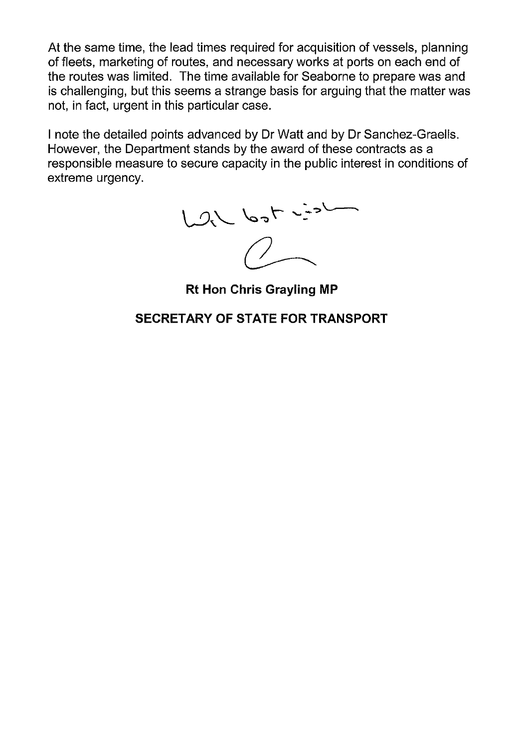At the same time, the lead times required for acquisition of vessels, planning of fleets, marketing of routes, and necessary works at ports on each end of the routes was limited. The time available for Seaborne to prepare was and is challenging, but this seems a strange basis for arguing that the matter was not, in fact, urgent in this particular case.

I note the detailed points advanced by Dr Watt and by Dr Sanchez-Graells. However, the Department stands by the award of these contracts as a responsible measure to secure capacity in the public interest in conditions of extreme urgency.

With best wishes

**Rt Hon Chris Grayling MP**

**SECRETARY OF STATE FOR TRANSPORT**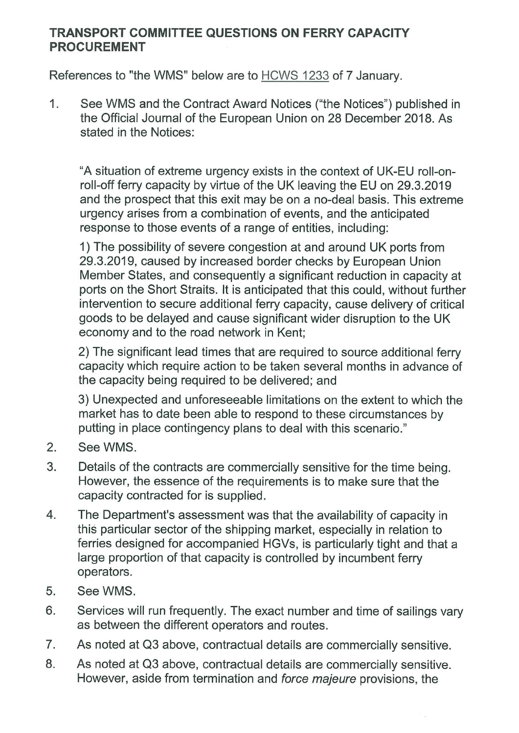# TRANSPORT COMMITTEE QUESTIONS ON FERRY CAPACITY PROCUREMENT

References to "the WMS" below are to HCWS 1233 of 7 January.

1. See WMS and the Contract Award Notices ("the Notices") published in the Official Journal of the European Union on 28 December 2018. As stated in the Notices:

   "A situation of extreme urgency exists in the context of UK-EU roll-on-roll-off ferry capacity by virtue of the UK leaving the EU on 29.3.2019 and the prospect that this exit may be on a no-deal basis. This extreme urgency arises from a combination of events, and the anticipated response to those events of a range of entities, including:

   1) The possibility of severe congestion at and around UK ports from 29.3.2019, caused by increased border checks by European Union Member States, and consequently a significant reduction in capacity at ports on the Short Straits. It is anticipated that this could, without further intervention to secure additional ferry capacity, cause delivery of critical goods to be delayed and cause significant wider disruption to the UK economy and to the road network in Kent;

   2) The significant lead times that are required to source additional ferry capacity which require action to be taken several months in advance of the capacity being required to be delivered; and

   3) Unexpected and unforeseeable limitations on the extent to which the market has to date been able to respond to these circumstances by putting in place contingency plans to deal with this scenario."

2. See WMS.

3. Details of the contracts are commercially sensitive for the time being. However, the essence of the requirements is to make sure that the capacity contracted for is supplied.

4. The Department's assessment was that the availability of capacity in this particular sector of the shipping market, especially in relation to ferries designed for accompanied HGVs, is particularly tight and that a large proportion of that capacity is controlled by incumbent ferry operators.

5. See WMS.

6. Services will run frequently. The exact number and time of sailings vary as between the different operators and routes.

7. As noted at Q3 above, contractual details are commercially sensitive.

8. As noted at Q3 above, contractual details are commercially sensitive. However, aside from termination and *force majeure* provisions, the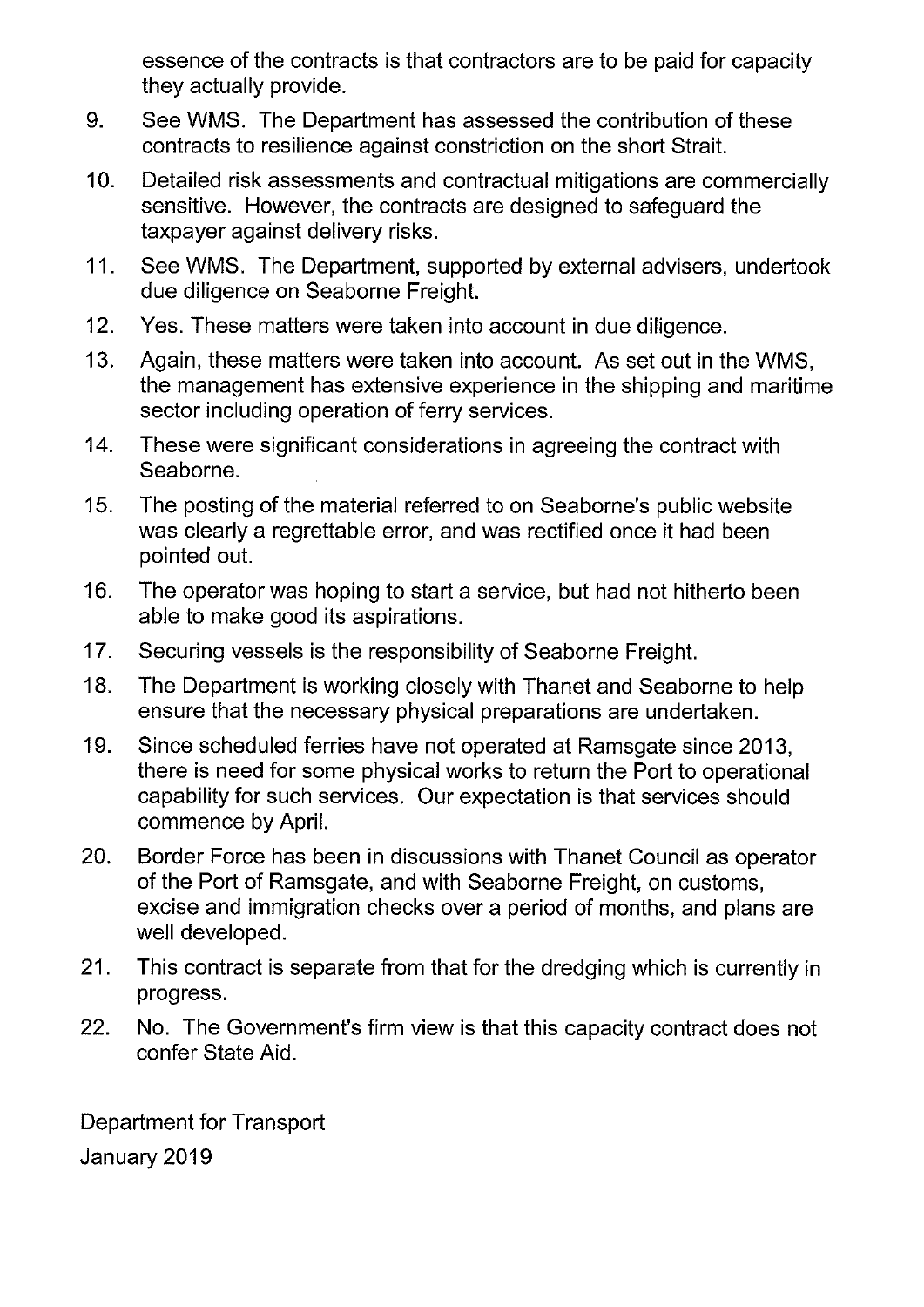essence of the contracts is that contractors are to be paid for capacity they actually provide.

9. See WMS. The Department has assessed the contribution of these contracts to resilience against constriction on the short Strait.
10. Detailed risk assessments and contractual mitigations are commercially sensitive. However, the contracts are designed to safeguard the taxpayer against delivery risks.
11. See WMS. The Department, supported by external advisers, undertook due diligence on Seaborne Freight.
12. Yes. These matters were taken into account in due diligence.
13. Again, these matters were taken into account. As set out in the WMS, the management has extensive experience in the shipping and maritime sector including operation of ferry services.
14. These were significant considerations in agreeing the contract with Seaborne.
15. The posting of the material referred to on Seaborne's public website was clearly a regrettable error, and was rectified once it had been pointed out.
16. The operator was hoping to start a service, but had not hitherto been able to make good its aspirations.
17. Securing vessels is the responsibility of Seaborne Freight.
18. The Department is working closely with Thanet and Seaborne to help ensure that the necessary physical preparations are undertaken.
19. Since scheduled ferries have not operated at Ramsgate since 2013, there is need for some physical works to return the Port to operational capability for such services. Our expectation is that services should commence by April.
20. Border Force has been in discussions with Thanet Council as operator of the Port of Ramsgate, and with Seaborne Freight, on customs, excise and immigration checks over a period of months, and plans are well developed.
21. This contract is separate from that for the dredging which is currently in progress.
22. No. The Government's firm view is that this capacity contract does not confer State Aid.

Department for Transport

January 2019